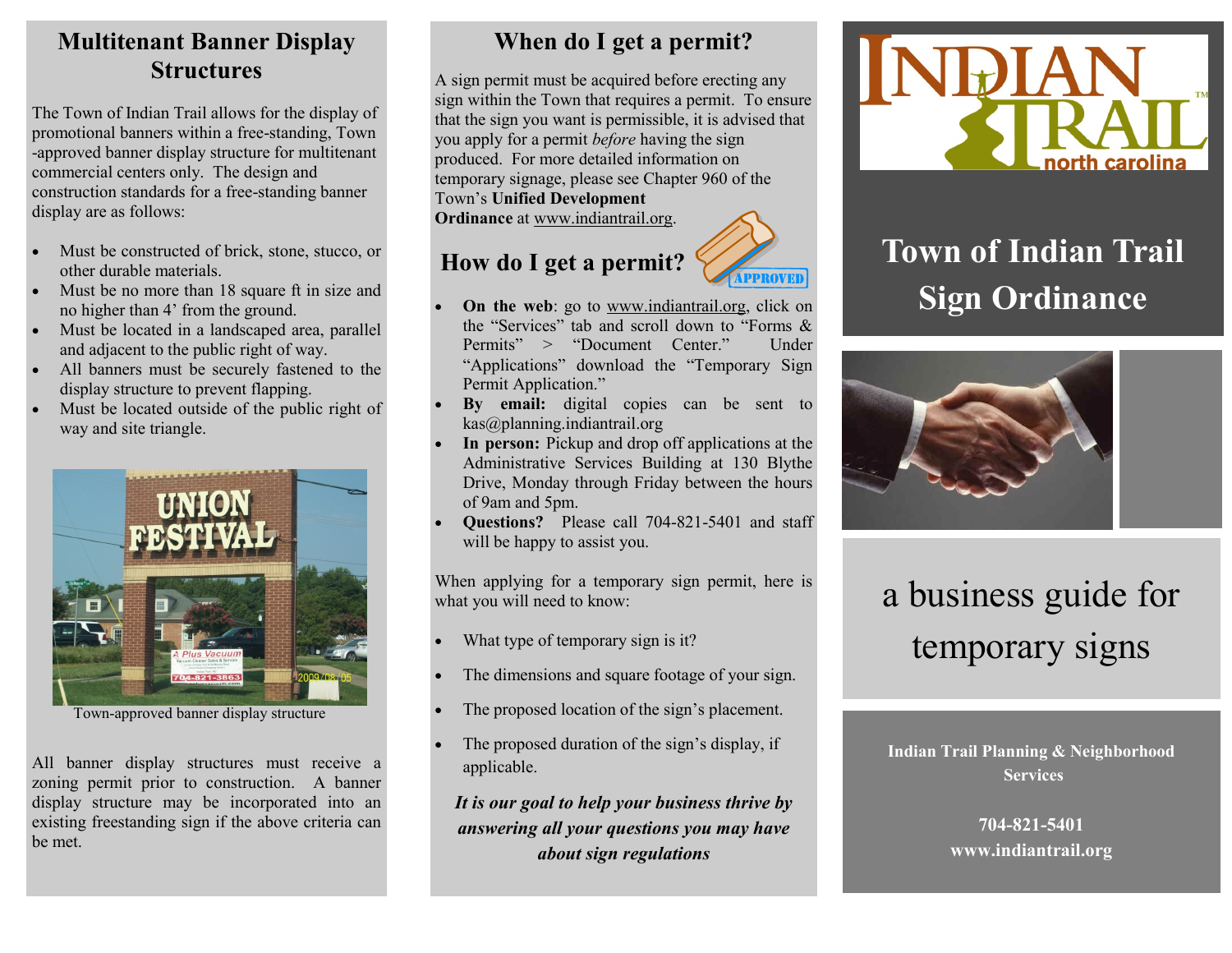## Multitenant Banner Display Structures

The Town of Indian Trail allows for the display of promotional banners within a free-standing, Town-approved banner display structure for multitenant commercial centers only. The design and construction standards for a free-standing banner display are as follows:

- Must be constructed of brick, stone, stucco, or other durable materials.
- Must be no more than 18 square ft in size and no higher than 4' from the ground.
- Must be located in a landscaped area, parallel and adjacent to the public right of way.
- All banners must be securely fastened to the display structure to prevent flapping.
- Must be located outside of the public right of way and site triangle.

Town-approved banner display structure

All banner display structures must receive a zoning permit prior to construction. A banner display structure may be incorporated into an existing freestanding sign if the above criteria can be met.

## When do I get a permit?

A sign permit must be acquired before erecting any sign within the Town that requires a permit. To ensure that the sign you want is permissible, it is advised that you apply for a permit *before* having the sign produced. For more detailed information on temporary signage, please see Chapter 960 of the Town's **Unified Development Ordinance** at www.indiantrail.org.

## How do I get a permit?

- **On the web**: go to www.indiantrail.org, click on the "Services" tab and scroll down to "Forms & Permits" > "Document Center." Under "Applications" download the "Temporary Sign Permit Application."
- **By email:** digital copies can be sent to kas@planning.indiantrail.org
- **In person:** Pickup and drop off applications at the Administrative Services Building at 130 Blythe Drive, Monday through Friday between the hours of 9am and 5pm.
- **Questions?** Please call 704-821-5401 and staff will be happy to assist you.

When applying for a temporary sign permit, here is what you will need to know:

- What type of temporary sign is it?
- The dimensions and square footage of your sign.
- The proposed location of the sign's placement.
- The proposed duration of the sign's display, if applicable.

***It is our goal to help your business thrive by answering all your questions you may have about sign regulations***

# Town of Indian Trail Sign Ordinance

a business guide for temporary signs

**Indian Trail Planning & Neighborhood Services**

**704-821-5401**
**www.indiantrail.org**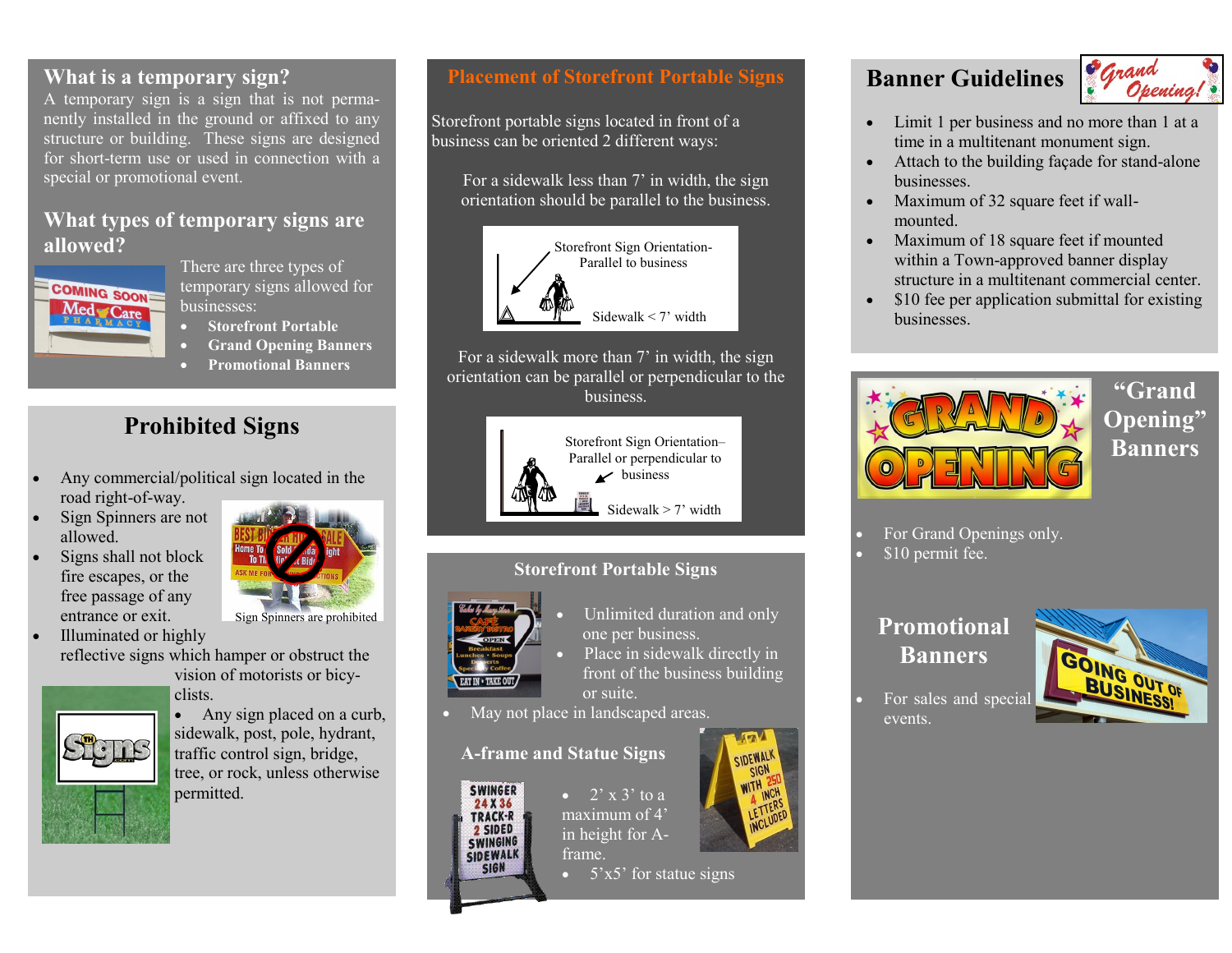## What is a temporary sign?

A temporary sign is a sign that is not permanently installed in the ground or affixed to any structure or building. These signs are designed for short-term use or used in connection with a special or promotional event.

## What types of temporary signs are allowed?

There are three types of temporary signs allowed for businesses:

- **Storefront Portable**
- **Grand Opening Banners**
- **Promotional Banners**

## Prohibited Signs

- Any commercial/political sign located in the road right-of-way.
- Sign Spinners are not allowed.
- Signs shall not block fire escapes, or the free passage of any entrance or exit.
- Illuminated or highly reflective signs which hamper or obstruct the vision of motorists or bicyclists.
- Any sign placed on a curb, sidewalk, post, pole, hydrant, traffic control sign, bridge, tree, or rock, unless otherwise permitted.

Sign Spinners are prohibited

## Placement of Storefront Portable Signs

Storefront portable signs located in front of a business can be oriented 2 different ways:

For a sidewalk less than 7' in width, the sign orientation should be parallel to the business.

Storefront Sign Orientation- Parallel to business

Sidewalk < 7' width

For a sidewalk more than 7' in width, the sign orientation can be parallel or perpendicular to the business.

Storefront Sign Orientation– Parallel or perpendicular to business

Sidewalk > 7' width

## Storefront Portable Signs

- Unlimited duration and only one per business.
- Place in sidewalk directly in front of the business building or suite.
- May not place in landscaped areas.

### A-frame and Statue Signs

- 2' x 3' to a maximum of 4' in height for A-frame.
- 5'x5' for statue signs

## Banner Guidelines

- Limit 1 per business and no more than 1 at a time in a multitenant monument sign.
- Attach to the building façade for stand-alone businesses.
- Maximum of 32 square feet if wall-mounted.
- Maximum of 18 square feet if mounted within a Town-approved banner display structure in a multitenant commercial center.
- $10 fee per application submittal for existing businesses.

## "Grand Opening" Banners

- For Grand Openings only.
- $10 permit fee.

## Promotional Banners

- For sales and special events.